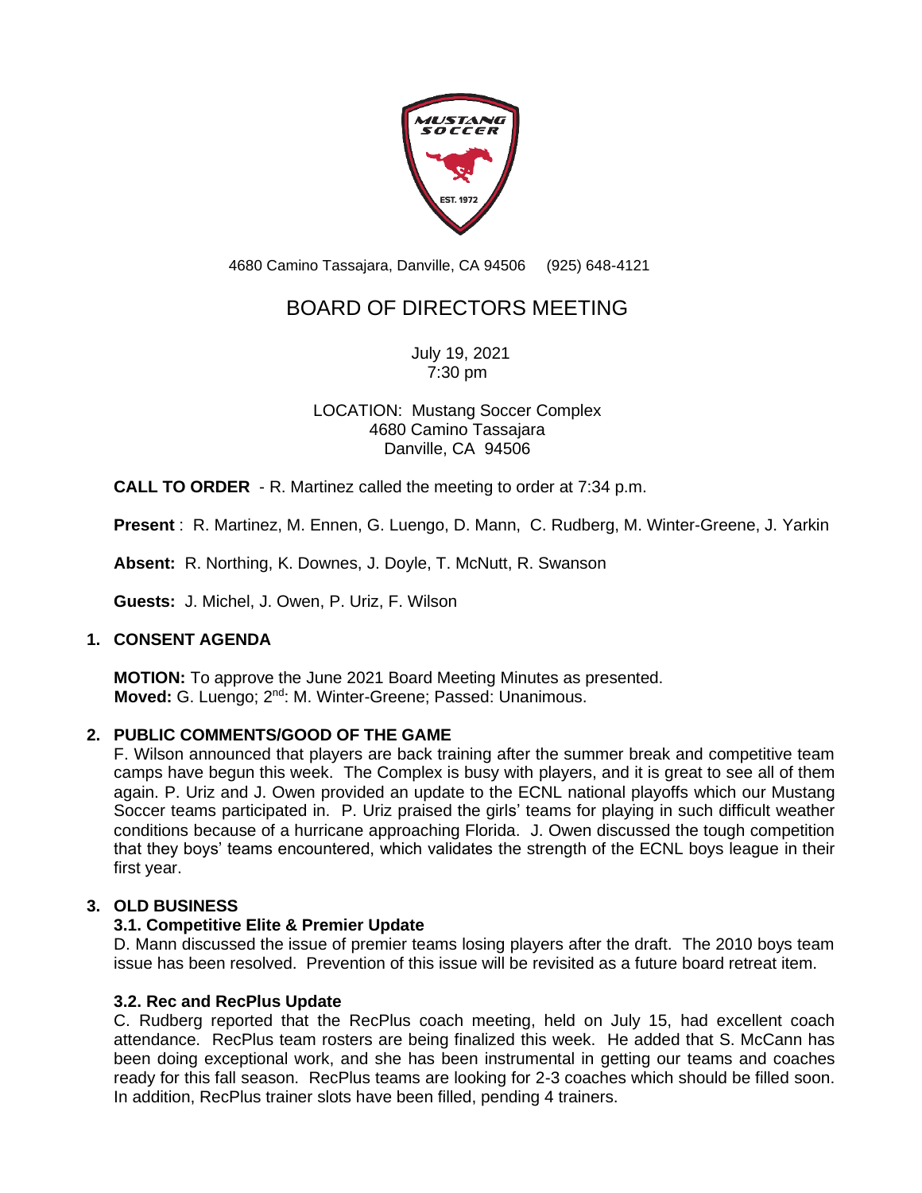4680 Camino Tassajara, Danville, CA 94506     (925) 648-4121

# BOARD OF DIRECTORS MEETING

July 19, 2021
7:30 pm

LOCATION: Mustang Soccer Complex
4680 Camino Tassajara
Danville, CA 94506

**CALL TO ORDER** - R. Martinez called the meeting to order at 7:34 p.m.

**Present** : R. Martinez, M. Ennen, G. Luengo, D. Mann, C. Rudberg, M. Winter-Greene, J. Yarkin

**Absent:** R. Northing, K. Downes, J. Doyle, T. McNutt, R. Swanson

**Guests:** J. Michel, J. Owen, P. Uriz, F. Wilson

## 1. CONSENT AGENDA

**MOTION:** To approve the June 2021 Board Meeting Minutes as presented.
**Moved:** G. Luengo; 2nd: M. Winter-Greene; Passed: Unanimous.

## 2. PUBLIC COMMENTS/GOOD OF THE GAME

F. Wilson announced that players are back training after the summer break and competitive team camps have begun this week. The Complex is busy with players, and it is great to see all of them again. P. Uriz and J. Owen provided an update to the ECNL national playoffs which our Mustang Soccer teams participated in. P. Uriz praised the girls' teams for playing in such difficult weather conditions because of a hurricane approaching Florida. J. Owen discussed the tough competition that they boys' teams encountered, which validates the strength of the ECNL boys league in their first year.

## 3. OLD BUSINESS

### 3.1. Competitive Elite & Premier Update

D. Mann discussed the issue of premier teams losing players after the draft. The 2010 boys team issue has been resolved. Prevention of this issue will be revisited as a future board retreat item.

### 3.2. Rec and RecPlus Update

C. Rudberg reported that the RecPlus coach meeting, held on July 15, had excellent coach attendance. RecPlus team rosters are being finalized this week. He added that S. McCann has been doing exceptional work, and she has been instrumental in getting our teams and coaches ready for this fall season. RecPlus teams are looking for 2-3 coaches which should be filled soon. In addition, RecPlus trainer slots have been filled, pending 4 trainers.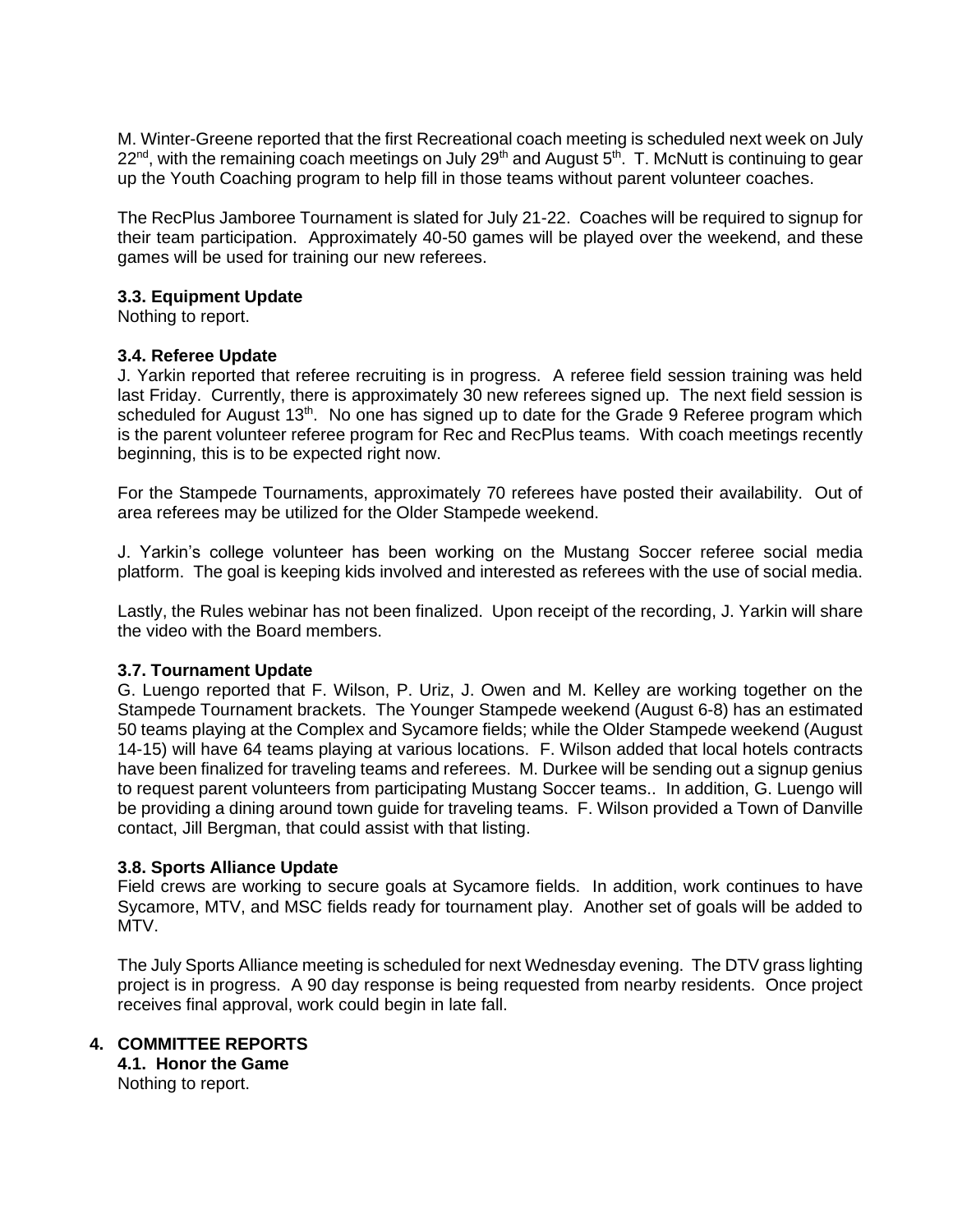M. Winter-Greene reported that the first Recreational coach meeting is scheduled next week on July 22nd, with the remaining coach meetings on July 29th and August 5th. T. McNutt is continuing to gear up the Youth Coaching program to help fill in those teams without parent volunteer coaches.

The RecPlus Jamboree Tournament is slated for July 21-22. Coaches will be required to signup for their team participation. Approximately 40-50 games will be played over the weekend, and these games will be used for training our new referees.

### 3.3. Equipment Update

Nothing to report.

### 3.4. Referee Update

J. Yarkin reported that referee recruiting is in progress. A referee field session training was held last Friday. Currently, there is approximately 30 new referees signed up. The next field session is scheduled for August 13th. No one has signed up to date for the Grade 9 Referee program which is the parent volunteer referee program for Rec and RecPlus teams. With coach meetings recently beginning, this is to be expected right now.

For the Stampede Tournaments, approximately 70 referees have posted their availability. Out of area referees may be utilized for the Older Stampede weekend.

J. Yarkin's college volunteer has been working on the Mustang Soccer referee social media platform. The goal is keeping kids involved and interested as referees with the use of social media.

Lastly, the Rules webinar has not been finalized. Upon receipt of the recording, J. Yarkin will share the video with the Board members.

### 3.7. Tournament Update

G. Luengo reported that F. Wilson, P. Uriz, J. Owen and M. Kelley are working together on the Stampede Tournament brackets. The Younger Stampede weekend (August 6-8) has an estimated 50 teams playing at the Complex and Sycamore fields; while the Older Stampede weekend (August 14-15) will have 64 teams playing at various locations. F. Wilson added that local hotels contracts have been finalized for traveling teams and referees. M. Durkee will be sending out a signup genius to request parent volunteers from participating Mustang Soccer teams.. In addition, G. Luengo will be providing a dining around town guide for traveling teams. F. Wilson provided a Town of Danville contact, Jill Bergman, that could assist with that listing.

### 3.8. Sports Alliance Update

Field crews are working to secure goals at Sycamore fields. In addition, work continues to have Sycamore, MTV, and MSC fields ready for tournament play. Another set of goals will be added to MTV.

The July Sports Alliance meeting is scheduled for next Wednesday evening. The DTV grass lighting project is in progress. A 90 day response is being requested from nearby residents. Once project receives final approval, work could begin in late fall.

## 4. COMMITTEE REPORTS

### 4.1. Honor the Game

Nothing to report.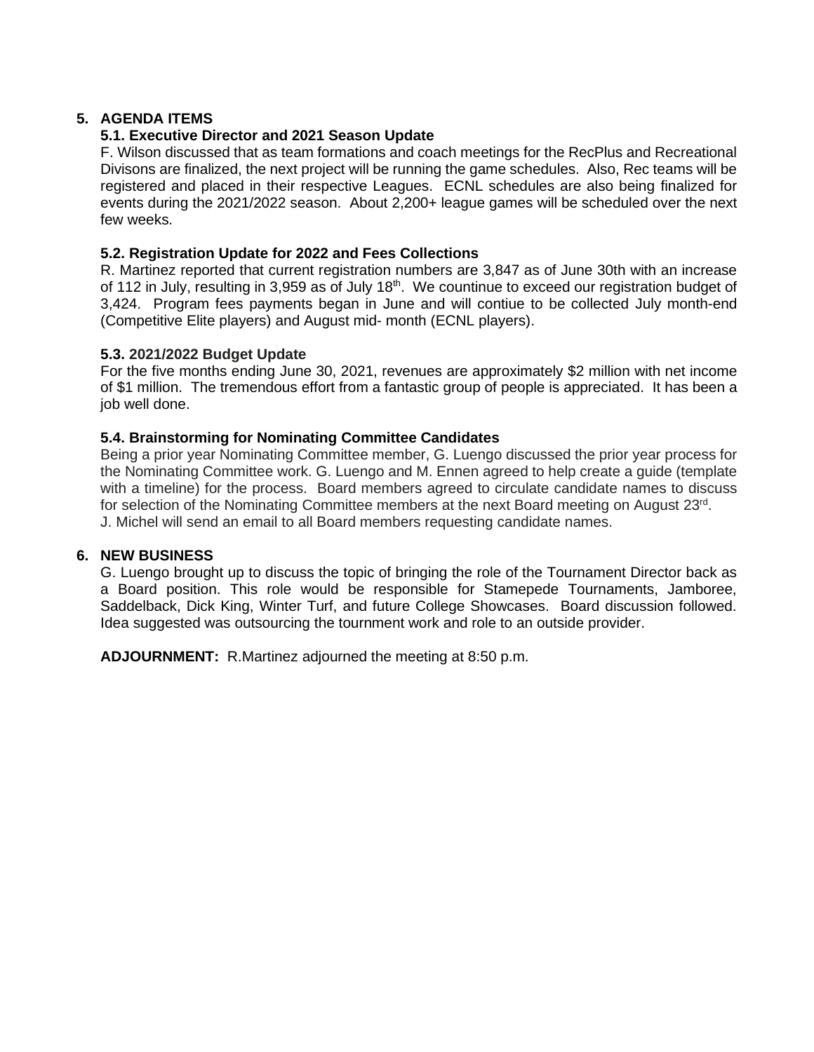## 5. AGENDA ITEMS

### 5.1. Executive Director and 2021 Season Update

F. Wilson discussed that as team formations and coach meetings for the RecPlus and Recreational Divisons are finalized, the next project will be running the game schedules. Also, Rec teams will be registered and placed in their respective Leagues. ECNL schedules are also being finalized for events during the 2021/2022 season. About 2,200+ league games will be scheduled over the next few weeks.

### 5.2. Registration Update for 2022 and Fees Collections

R. Martinez reported that current registration numbers are 3,847 as of June 30th with an increase of 112 in July, resulting in 3,959 as of July 18th. We countinue to exceed our registration budget of 3,424. Program fees payments began in June and will contiue to be collected July month-end (Competitive Elite players) and August mid- month (ECNL players).

### 5.3. 2021/2022 Budget Update

For the five months ending June 30, 2021, revenues are approximately $2 million with net income of $1 million. The tremendous effort from a fantastic group of people is appreciated. It has been a job well done.

### 5.4. Brainstorming for Nominating Committee Candidates

Being a prior year Nominating Committee member, G. Luengo discussed the prior year process for the Nominating Committee work. G. Luengo and M. Ennen agreed to help create a guide (template with a timeline) for the process. Board members agreed to circulate candidate names to discuss for selection of the Nominating Committee members at the next Board meeting on August 23rd.
J. Michel will send an email to all Board members requesting candidate names.

## 6. NEW BUSINESS

G. Luengo brought up to discuss the topic of bringing the role of the Tournament Director back as a Board position. This role would be responsible for Stamepede Tournaments, Jamboree, Saddelback, Dick King, Winter Turf, and future College Showcases. Board discussion followed. Idea suggested was outsourcing the tournment work and role to an outside provider.

**ADJOURNMENT:** R.Martinez adjourned the meeting at 8:50 p.m.